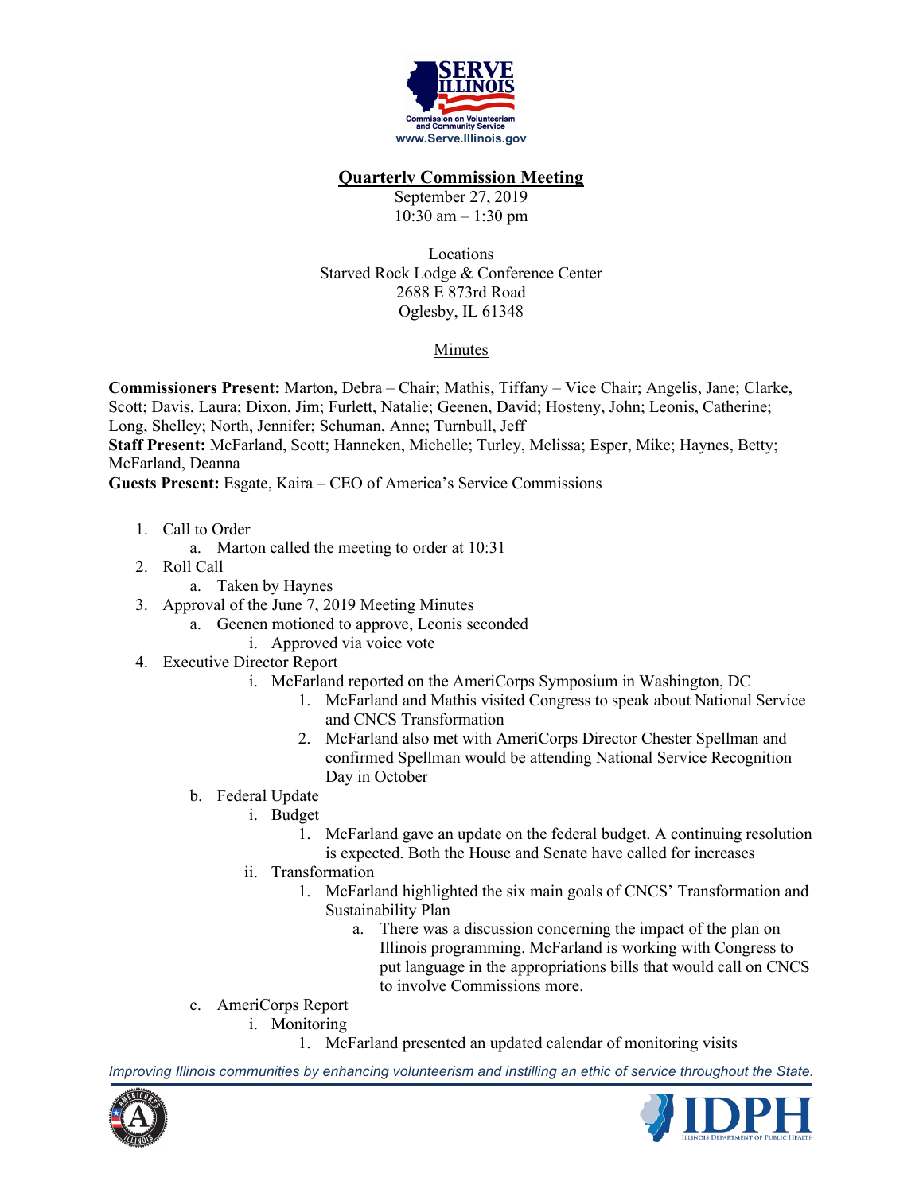SERVE ILLINOIS
Commission on Volunteerism and Community Service
www.Serve.Illinois.gov

## Quarterly Commission Meeting

September 27, 2019
10:30 am – 1:30 pm

Locations
Starved Rock Lodge & Conference Center
2688 E 873rd Road
Oglesby, IL 61348

Minutes

**Commissioners Present:** Marton, Debra – Chair; Mathis, Tiffany – Vice Chair; Angelis, Jane; Clarke, Scott; Davis, Laura; Dixon, Jim; Furlett, Natalie; Geenen, David; Hosteny, John; Leonis, Catherine; Long, Shelley; North, Jennifer; Schuman, Anne; Turnbull, Jeff
**Staff Present:** McFarland, Scott; Hanneken, Michelle; Turley, Melissa; Esper, Mike; Haynes, Betty; McFarland, Deanna
**Guests Present:** Esgate, Kaira – CEO of America's Service Commissions

1. Call to Order
   a. Marton called the meeting to order at 10:31
2. Roll Call
   a. Taken by Haynes
3. Approval of the June 7, 2019 Meeting Minutes
   a. Geenen motioned to approve, Leonis seconded
      i. Approved via voice vote
4. Executive Director Report
      i. McFarland reported on the AmeriCorps Symposium in Washington, DC
         1. McFarland and Mathis visited Congress to speak about National Service and CNCS Transformation
         2. McFarland also met with AmeriCorps Director Chester Spellman and confirmed Spellman would be attending National Service Recognition Day in October
   b. Federal Update
      i. Budget
         1. McFarland gave an update on the federal budget. A continuing resolution is expected. Both the House and Senate have called for increases
      ii. Transformation
         1. McFarland highlighted the six main goals of CNCS' Transformation and Sustainability Plan
            a. There was a discussion concerning the impact of the plan on Illinois programming. McFarland is working with Congress to put language in the appropriations bills that would call on CNCS to involve Commissions more.
   c. AmeriCorps Report
      i. Monitoring
         1. McFarland presented an updated calendar of monitoring visits

*Improving Illinois communities by enhancing volunteerism and instilling an ethic of service throughout the State.*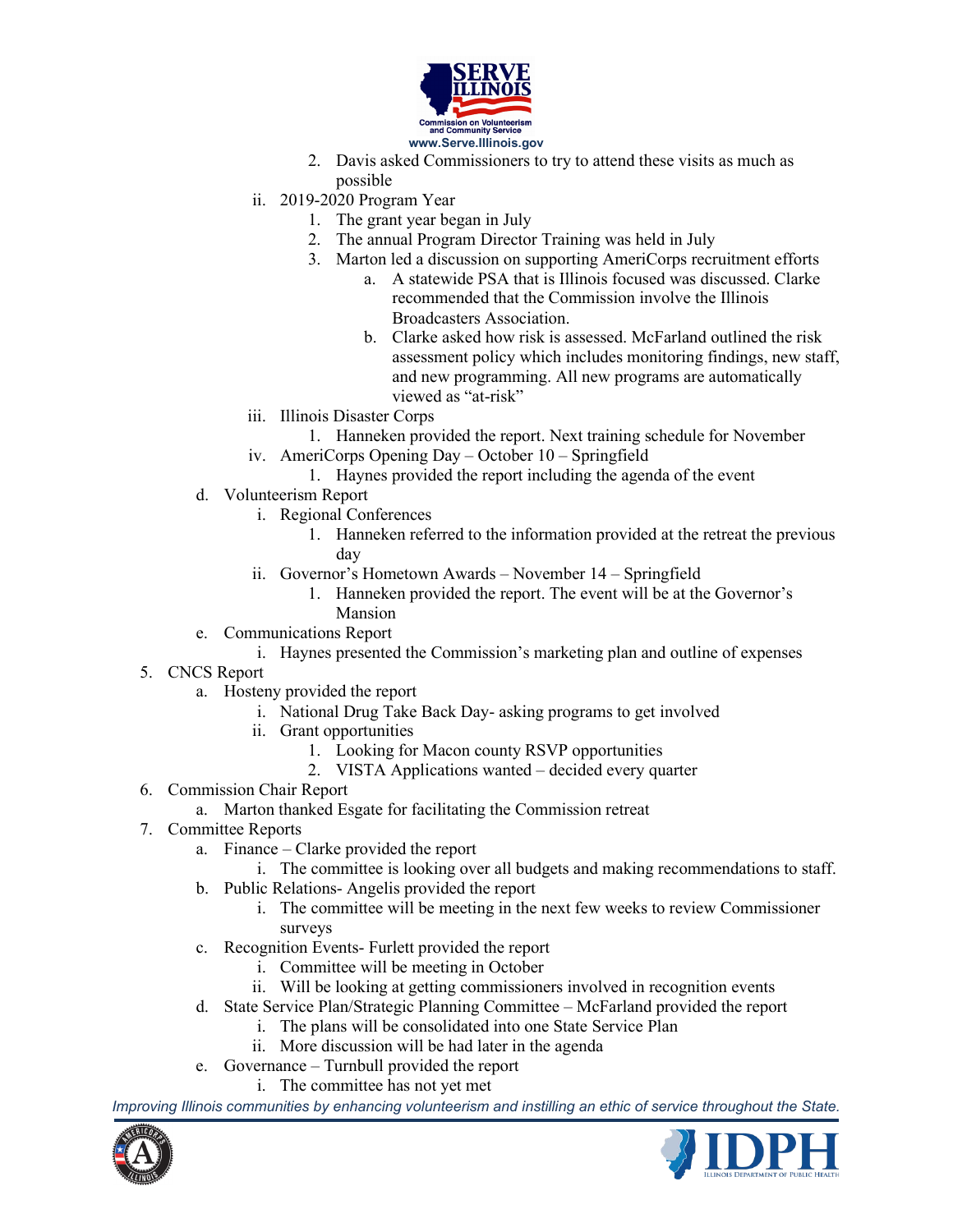2. Davis asked Commissioners to try to attend these visits as much as possible

ii. 2019-2020 Program Year

1. The grant year began in July
2. The annual Program Director Training was held in July
3. Marton led a discussion on supporting AmeriCorps recruitment efforts
    a. A statewide PSA that is Illinois focused was discussed. Clarke recommended that the Commission involve the Illinois Broadcasters Association.
    b. Clarke asked how risk is assessed. McFarland outlined the risk assessment policy which includes monitoring findings, new staff, and new programming. All new programs are automatically viewed as "at-risk"

iii. Illinois Disaster Corps

1. Hanneken provided the report. Next training schedule for November

iv. AmeriCorps Opening Day – October 10 – Springfield

1. Haynes provided the report including the agenda of the event

d. Volunteerism Report

i. Regional Conferences

1. Hanneken referred to the information provided at the retreat the previous day

ii. Governor's Hometown Awards – November 14 – Springfield

1. Hanneken provided the report. The event will be at the Governor's Mansion

e. Communications Report

i. Haynes presented the Commission's marketing plan and outline of expenses

5. CNCS Report
    a. Hosteny provided the report
        i. National Drug Take Back Day- asking programs to get involved
        ii. Grant opportunities
            1. Looking for Macon county RSVP opportunities
            2. VISTA Applications wanted – decided every quarter
6. Commission Chair Report
    a. Marton thanked Esgate for facilitating the Commission retreat
7. Committee Reports
    a. Finance – Clarke provided the report
        i. The committee is looking over all budgets and making recommendations to staff.
    b. Public Relations- Angelis provided the report
        i. The committee will be meeting in the next few weeks to review Commissioner surveys
    c. Recognition Events- Furlett provided the report
        i. Committee will be meeting in October
        ii. Will be looking at getting commissioners involved in recognition events
    d. State Service Plan/Strategic Planning Committee – McFarland provided the report
        i. The plans will be consolidated into one State Service Plan
        ii. More discussion will be had later in the agenda
    e. Governance – Turnbull provided the report
        i. The committee has not yet met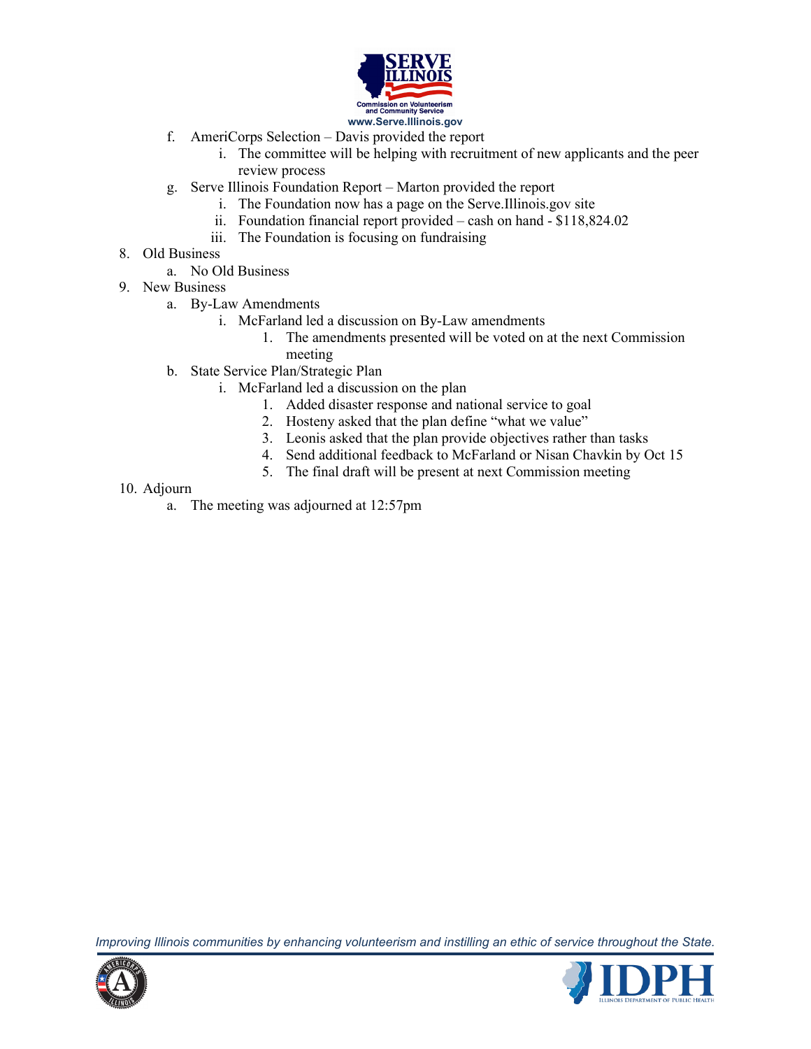f. AmeriCorps Selection – Davis provided the report
    i. The committee will be helping with recruitment of new applicants and the peer review process

g. Serve Illinois Foundation Report – Marton provided the report
    i. The Foundation now has a page on the Serve.Illinois.gov site
    ii. Foundation financial report provided – cash on hand - $118,824.02
    iii. The Foundation is focusing on fundraising

8. Old Business
    a. No Old Business

9. New Business
    a. By-Law Amendments
        i. McFarland led a discussion on By-Law amendments
            1. The amendments presented will be voted on at the next Commission meeting
    b. State Service Plan/Strategic Plan
        i. McFarland led a discussion on the plan
            1. Added disaster response and national service to goal
            2. Hosteny asked that the plan define "what we value"
            3. Leonis asked that the plan provide objectives rather than tasks
            4. Send additional feedback to McFarland or Nisan Chavkin by Oct 15
            5. The final draft will be present at next Commission meeting

10. Adjourn
    a. The meeting was adjourned at 12:57pm